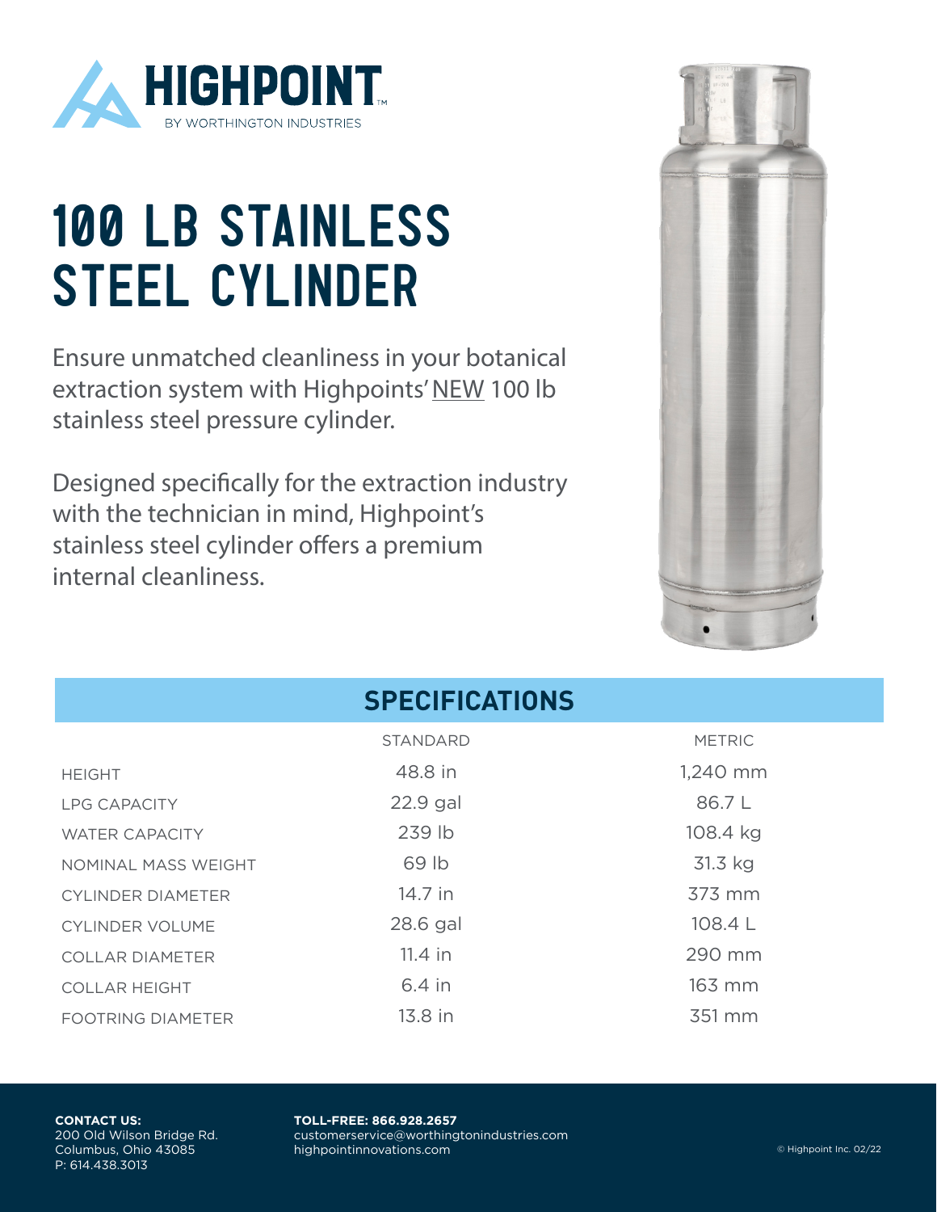HIGHPOINT™
BY WORTHINGTON INDUSTRIES

# 100 LB STAINLESS STEEL CYLINDER

Ensure unmatched cleanliness in your botanical extraction system with Highpoints' NEW 100 lb stainless steel pressure cylinder.

Designed specifically for the extraction industry with the technician in mind, Highpoint's stainless steel cylinder offers a premium internal cleanliness.

## SPECIFICATIONS

| | STANDARD | METRIC |
|---|---|---|
| HEIGHT | 48.8 in | 1,240 mm |
| LPG CAPACITY | 22.9 gal | 86.7 L |
| WATER CAPACITY | 239 lb | 108.4 kg |
| NOMINAL MASS WEIGHT | 69 lb | 31.3 kg |
| CYLINDER DIAMETER | 14.7 in | 373 mm |
| CYLINDER VOLUME | 28.6 gal | 108.4 L |
| COLLAR DIAMETER | 11.4 in | 290 mm |
| COLLAR HEIGHT | 6.4 in | 163 mm |
| FOOTRING DIAMETER | 13.8 in | 351 mm |

**CONTACT US:**
200 Old Wilson Bridge Rd.
Columbus, Ohio 43085
P: 614.438.3013

**TOLL-FREE: 866.928.2657**
customerservice@worthingtonindustries.com
highpointinnovations.com

© Highpoint Inc. 02/22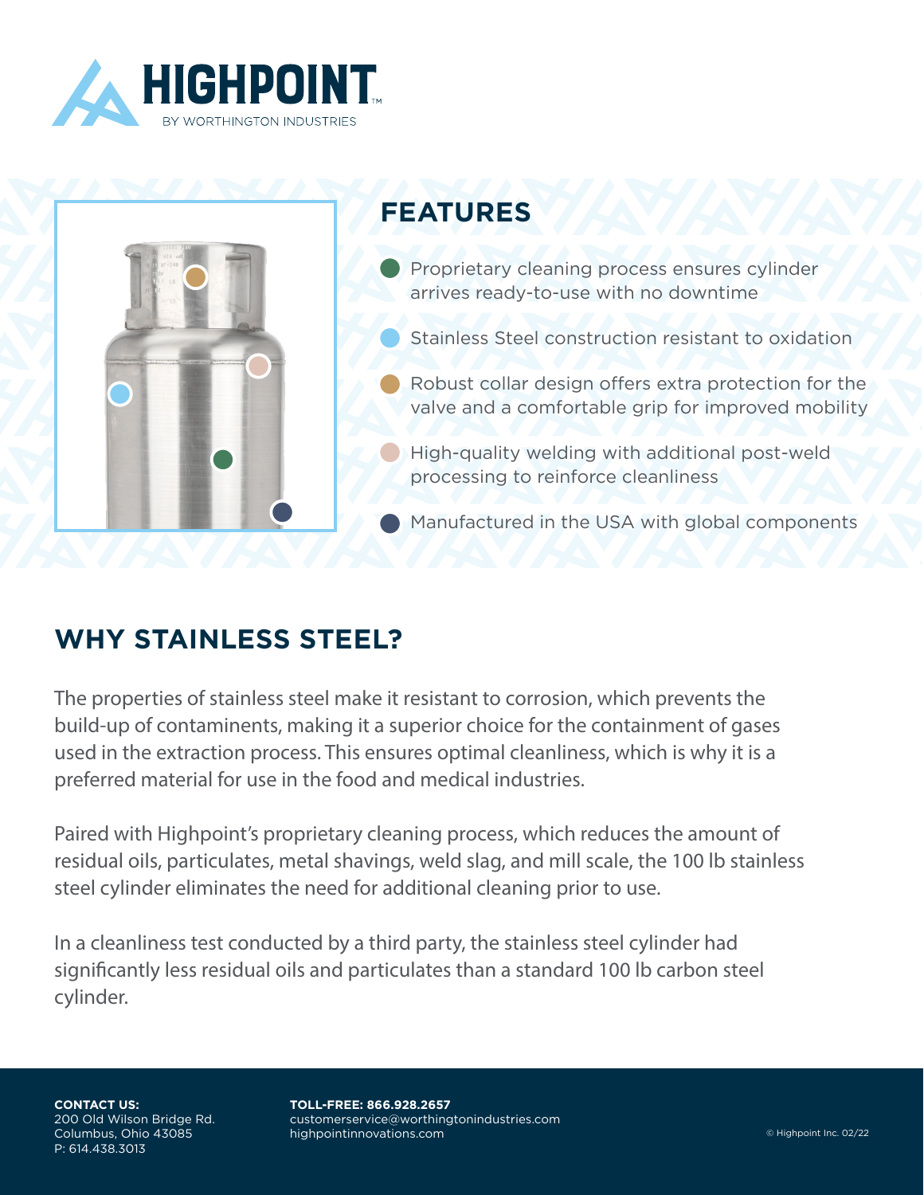HIGHPOINT™
BY WORTHINGTON INDUSTRIES

## FEATURES

- Proprietary cleaning process ensures cylinder arrives ready-to-use with no downtime
- Stainless Steel construction resistant to oxidation
- Robust collar design offers extra protection for the valve and a comfortable grip for improved mobility
- High-quality welding with additional post-weld processing to reinforce cleanliness
- Manufactured in the USA with global components

## WHY STAINLESS STEEL?

The properties of stainless steel make it resistant to corrosion, which prevents the build-up of contaminents, making it a superior choice for the containment of gases used in the extraction process. This ensures optimal cleanliness, which is why it is a preferred material for use in the food and medical industries.

Paired with Highpoint's proprietary cleaning process, which reduces the amount of residual oils, particulates, metal shavings, weld slag, and mill scale, the 100 lb stainless steel cylinder eliminates the need for additional cleaning prior to use.

In a cleanliness test conducted by a third party, the stainless steel cylinder had significantly less residual oils and particulates than a standard 100 lb carbon steel cylinder.

**CONTACT US:**
200 Old Wilson Bridge Rd.
Columbus, Ohio 43085
P: 614.438.3013

**TOLL-FREE: 866.928.2657**
customerservice@worthingtonindustries.com
highpointinnovations.com

© Highpoint Inc. 02/22